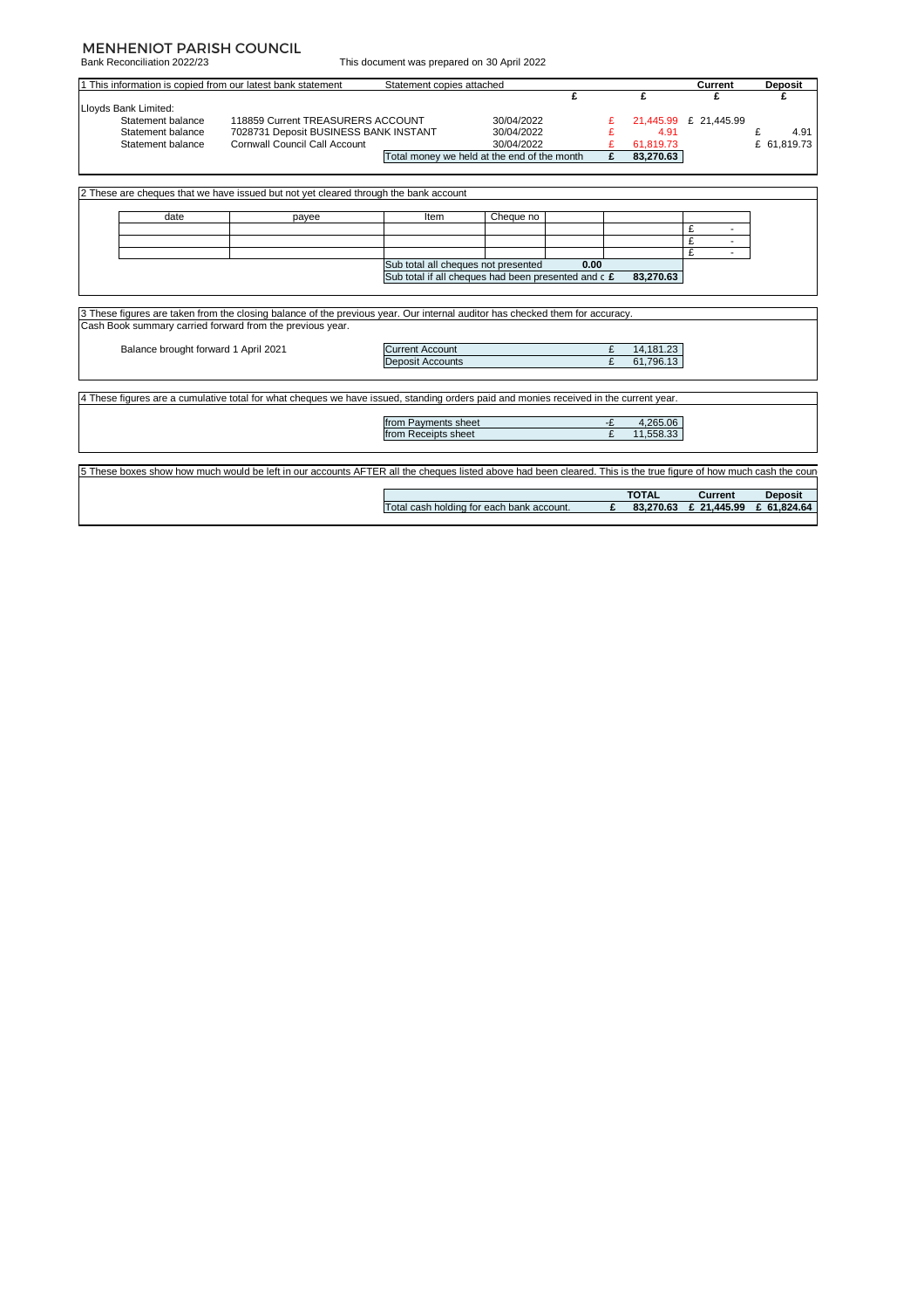# MENHENIOT PARISH COUNCIL

Bank Reconciliation 2022/23

This document was prepared on 30 April 2022

## 1 This information is copied from our latest bank statement

Statement copies attached

| | | | £ | £ | Current £ | Deposit £ |
|---|---|---|---|---|---|---|
| Lloyds Bank Limited: | | | | | | |
| Statement balance | 118859 Current TREASURERS ACCOUNT | 30/04/2022 | | £ 21,445.99 | £ 21,445.99 | |
| Statement balance | 7028731 Deposit BUSINESS BANK INSTANT | 30/04/2022 | | £ 4.91 | | £ 4.91 |
| Statement balance | Cornwall Council Call Account | 30/04/2022 | | £ 61,819.73 | | £ 61,819.73 |
| | | Total money we held at the end of the month | | £ 83,270.63 | | |

## 2 These are cheques that we have issued but not yet cleared through the bank account

| date | payee | Item | Cheque no | | | |
|---|---|---|---|---|---|---|
| | | | | | | £ - |
| | | | | | | £ - |
| | | | | | | £ - |
| | | Sub total all cheques not presented | | 0.00 | | |
| | | Sub total if all cheques had been presented and c | | | £ 83,270.63 | |

## 3 These figures are taken from the closing balance of the previous year. Our internal auditor has checked them for accuracy.

Cash Book summary carried forward from the previous year.

| | | |
|---|---|---|
| Balance brought forward 1 April 2021 | Current Account | £ 14,181.23 |
| | Deposit Accounts | £ 61,796.13 |

## 4 These figures are a cumulative total for what cheques we have issued, standing orders paid and monies received in the current year.

| | |
|---|---|
| from Payments sheet | -£ 4,265.06 |
| from Receipts sheet | £ 11,558.33 |

## 5 These boxes show how much would be left in our accounts AFTER all the cheques listed above had been cleared. This is the true figure of how much cash the coun

| | | TOTAL | Current | Deposit |
|---|---|---|---|---|
| Total cash holding for each bank account. | £ | 83,270.63 | £ 21,445.99 | £ 61,824.64 |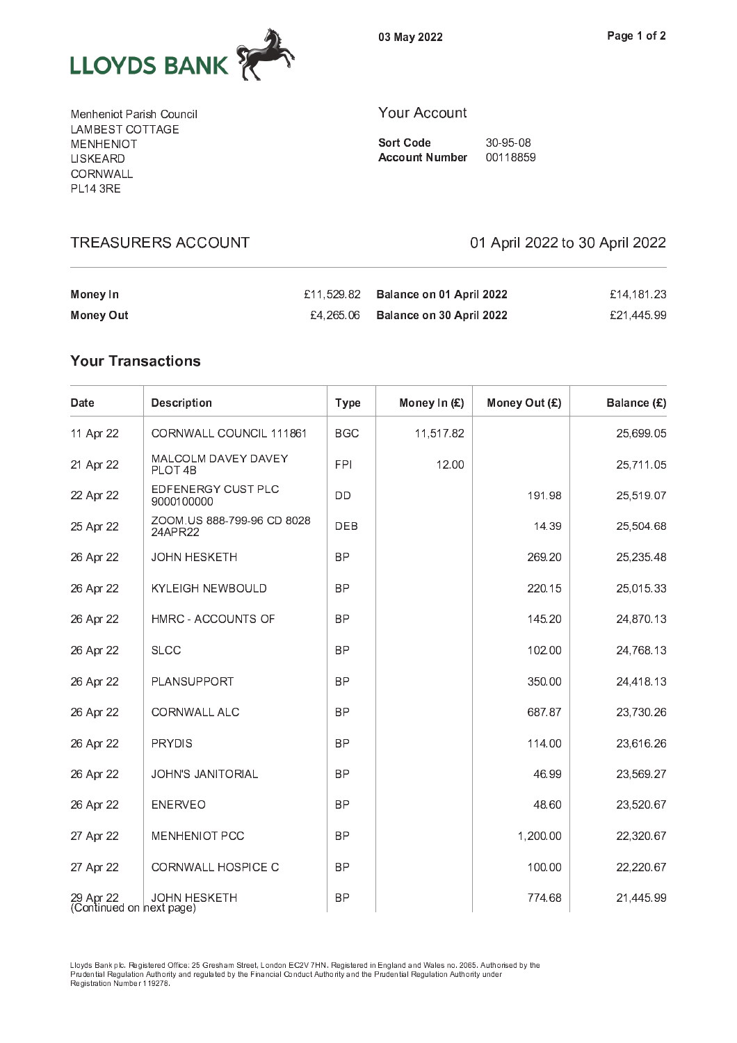LLOYDS BANK

03 May 2022

Menheniot Parish Council
LAMBEST COTTAGE
MENHENIOT
LISKEARD
CORNWALL
PL14 3RE

## Your Account

**Sort Code** 30-95-08
**Account Number** 00118859

## TREASURERS ACCOUNT

01 April 2022 to 30 April 2022

| | | | |
|---|---|---|---|
| **Money In** | £11,529.82 | **Balance on 01 April 2022** | £14,181.23 |
| **Money Out** | £4,265.06 | **Balance on 30 April 2022** | £21,445.99 |

## Your Transactions

| Date | Description | Type | Money In (£) | Money Out (£) | Balance (£) |
|---|---|---|---|---|---|
| 11 Apr 22 | CORNWALL COUNCIL 111861 | BGC | 11,517.82 | | 25,699.05 |
| 21 Apr 22 | MALCOLM DAVEY DAVEY PLOT 4B | FPI | 12.00 | | 25,711.05 |
| 22 Apr 22 | EDFENERGY CUST PLC 9000100000 | DD | | 191.98 | 25,519.07 |
| 25 Apr 22 | ZOOM.US 888-799-96 CD 8028 24APR22 | DEB | | 14.39 | 25,504.68 |
| 26 Apr 22 | JOHN HESKETH | BP | | 269.20 | 25,235.48 |
| 26 Apr 22 | KYLEIGH NEWBOULD | BP | | 220.15 | 25,015.33 |
| 26 Apr 22 | HMRC - ACCOUNTS OF | BP | | 145.20 | 24,870.13 |
| 26 Apr 22 | SLCC | BP | | 102.00 | 24,768.13 |
| 26 Apr 22 | PLANSUPPORT | BP | | 350.00 | 24,418.13 |
| 26 Apr 22 | CORNWALL ALC | BP | | 687.87 | 23,730.26 |
| 26 Apr 22 | PRYDIS | BP | | 114.00 | 23,616.26 |
| 26 Apr 22 | JOHN'S JANITORIAL | BP | | 46.99 | 23,569.27 |
| 26 Apr 22 | ENERVEO | BP | | 48.60 | 23,520.67 |
| 27 Apr 22 | MENHENIOT PCC | BP | | 1,200.00 | 22,320.67 |
| 27 Apr 22 | CORNWALL HOSPICE C | BP | | 100.00 | 22,220.67 |
| 29 Apr 22 | JOHN HESKETH | BP | | 774.68 | 21,445.99 |

(Continued on next page)

Lloyds Bank plc. Registered Office: 25 Gresham Street, London EC2V 7HN. Registered in England and Wales no. 2065. Authorised by the Prudential Regulation Authority and regulated by the Financial Conduct Authority and the Prudential Regulation Authority under Registration Number 119278.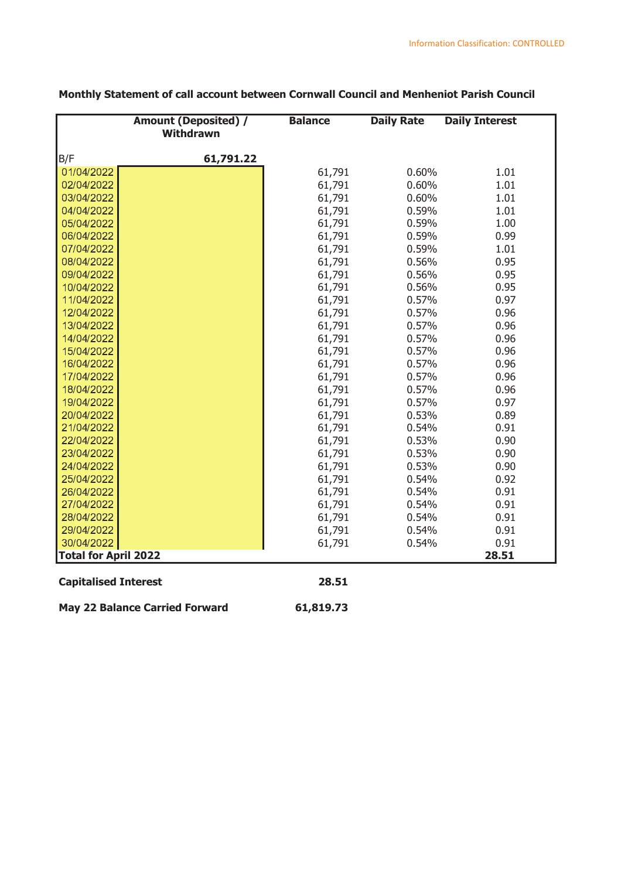Information Classification: CONTROLLED

**Monthly Statement of call account between Cornwall Council and Menheniot Parish Council**

| | Amount (Deposited) / Withdrawn | Balance | Daily Rate | Daily Interest |
|---|---|---|---|---|
| B/F | 61,791.22 | | | |
| 01/04/2022 | | 61,791 | 0.60% | 1.01 |
| 02/04/2022 | | 61,791 | 0.60% | 1.01 |
| 03/04/2022 | | 61,791 | 0.60% | 1.01 |
| 04/04/2022 | | 61,791 | 0.59% | 1.01 |
| 05/04/2022 | | 61,791 | 0.59% | 1.00 |
| 06/04/2022 | | 61,791 | 0.59% | 0.99 |
| 07/04/2022 | | 61,791 | 0.59% | 1.01 |
| 08/04/2022 | | 61,791 | 0.56% | 0.95 |
| 09/04/2022 | | 61,791 | 0.56% | 0.95 |
| 10/04/2022 | | 61,791 | 0.56% | 0.95 |
| 11/04/2022 | | 61,791 | 0.57% | 0.97 |
| 12/04/2022 | | 61,791 | 0.57% | 0.96 |
| 13/04/2022 | | 61,791 | 0.57% | 0.96 |
| 14/04/2022 | | 61,791 | 0.57% | 0.96 |
| 15/04/2022 | | 61,791 | 0.57% | 0.96 |
| 16/04/2022 | | 61,791 | 0.57% | 0.96 |
| 17/04/2022 | | 61,791 | 0.57% | 0.96 |
| 18/04/2022 | | 61,791 | 0.57% | 0.96 |
| 19/04/2022 | | 61,791 | 0.57% | 0.97 |
| 20/04/2022 | | 61,791 | 0.53% | 0.89 |
| 21/04/2022 | | 61,791 | 0.54% | 0.91 |
| 22/04/2022 | | 61,791 | 0.53% | 0.90 |
| 23/04/2022 | | 61,791 | 0.53% | 0.90 |
| 24/04/2022 | | 61,791 | 0.53% | 0.90 |
| 25/04/2022 | | 61,791 | 0.54% | 0.92 |
| 26/04/2022 | | 61,791 | 0.54% | 0.91 |
| 27/04/2022 | | 61,791 | 0.54% | 0.91 |
| 28/04/2022 | | 61,791 | 0.54% | 0.91 |
| 29/04/2022 | | 61,791 | 0.54% | 0.91 |
| 30/04/2022 | | 61,791 | 0.54% | 0.91 |
| **Total for April 2022** | | | | **28.51** |

**Capitalised Interest** **28.51**

**May 22 Balance Carried Forward** **61,819.73**